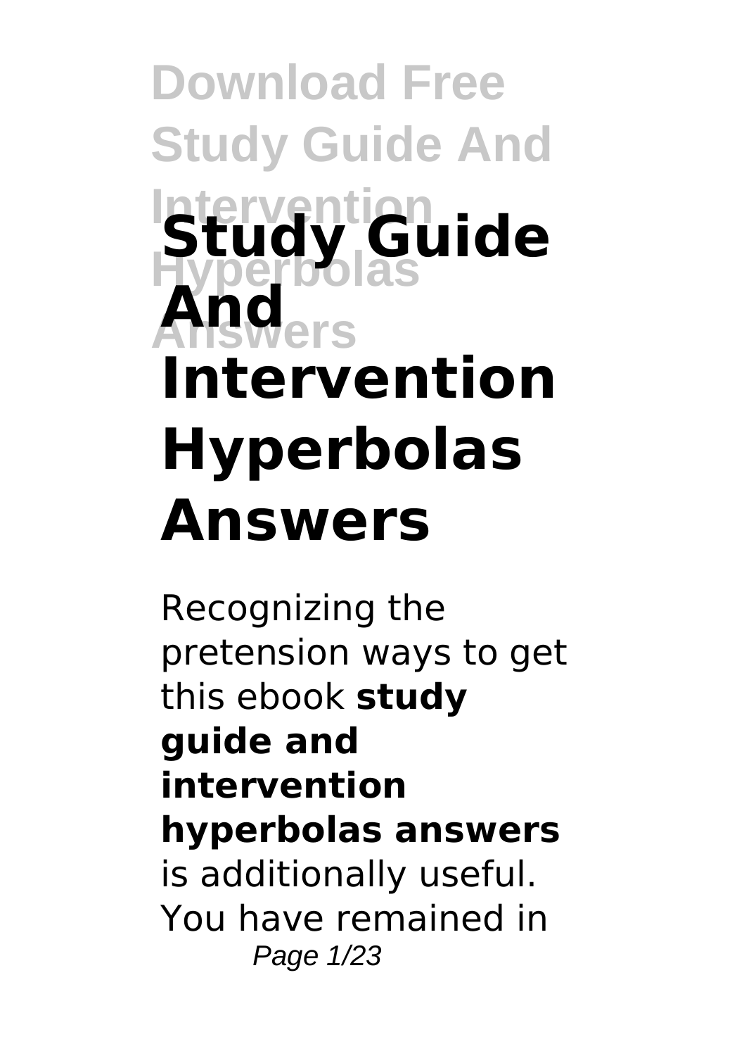# Study Guide And Intervention Hyperbolas Answers

Recognizing the pretension ways to get this ebook **study guide and intervention hyperbolas answers** is additionally useful. You have remained in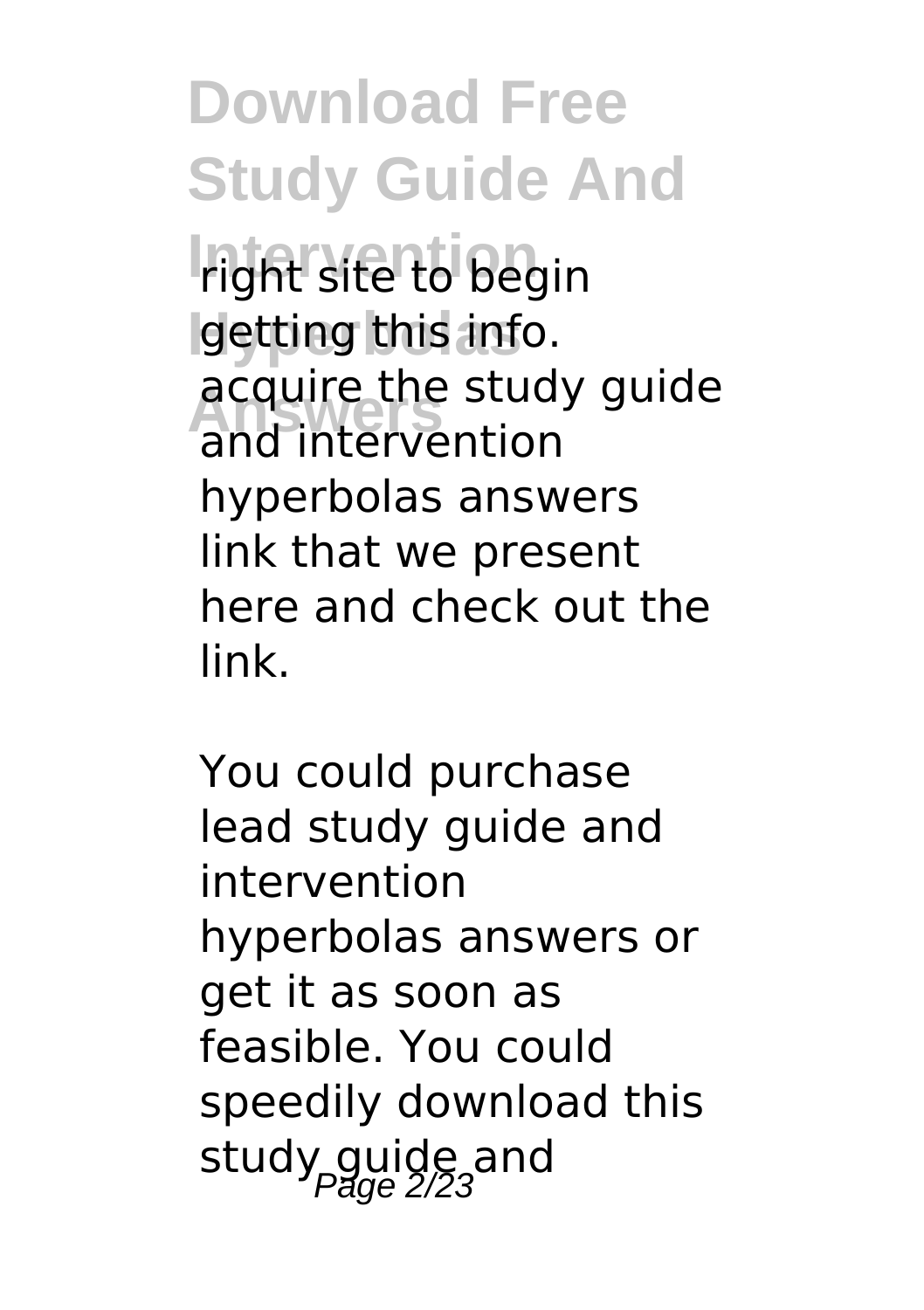right site to begin getting this info. acquire the study guide and intervention hyperbolas answers link that we present here and check out the link.

You could purchase lead study guide and intervention hyperbolas answers or get it as soon as feasible. You could speedily download this study guide and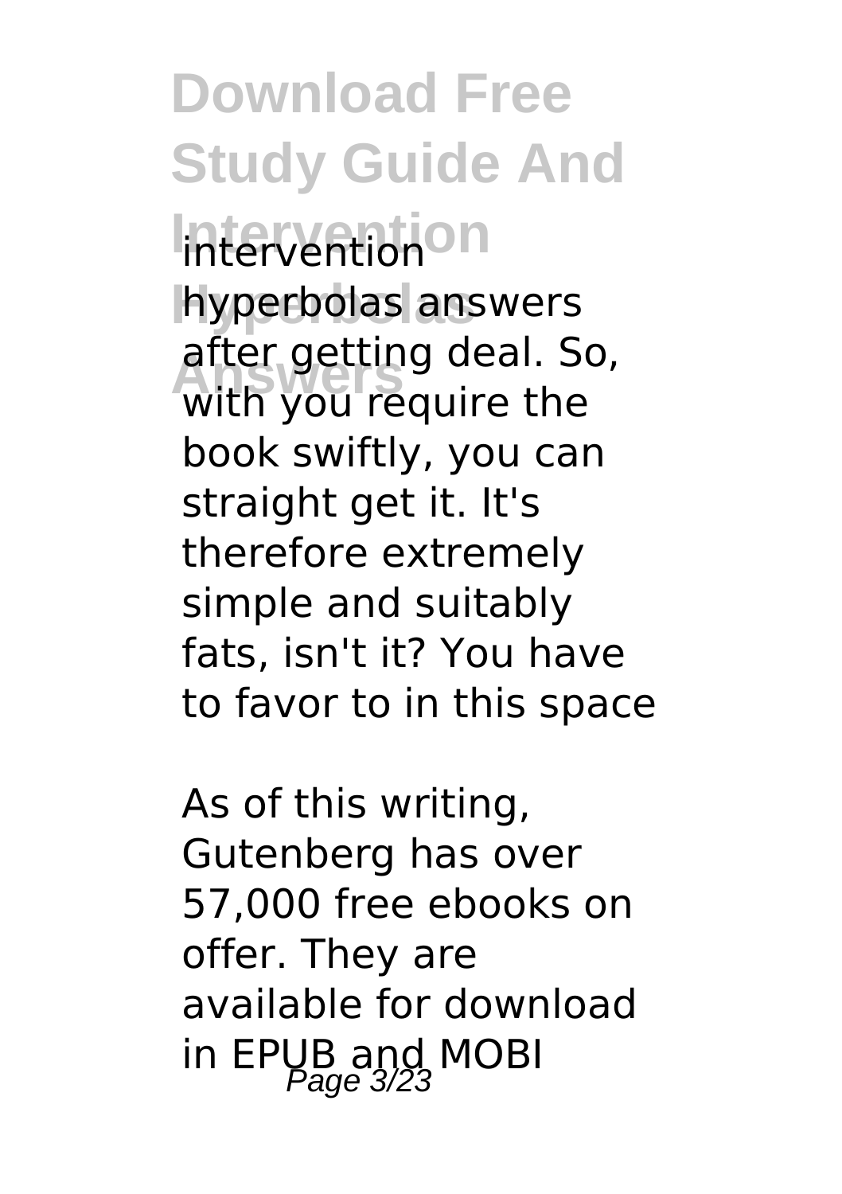intervention hyperbolas answers after getting deal. So, with you require the book swiftly, you can straight get it. It's therefore extremely simple and suitably fats, isn't it? You have to favor to in this space

As of this writing, Gutenberg has over 57,000 free ebooks on offer. They are available for download in EPUB and MOBI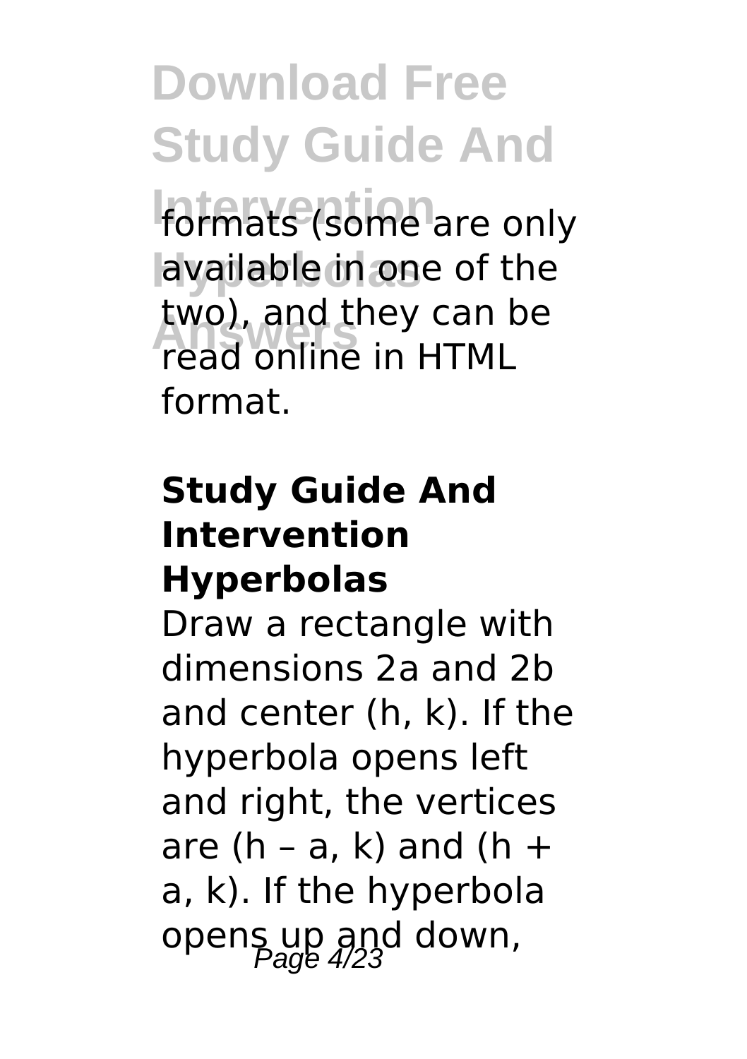formats (some are only available in one of the two), and they can be read online in HTML format.

### Study Guide And Intervention Hyperbolas

Draw a rectangle with dimensions 2a and 2b and center (h, k). If the hyperbola opens left and right, the vertices are (h – a, k) and (h + a, k). If the hyperbola opens up and down,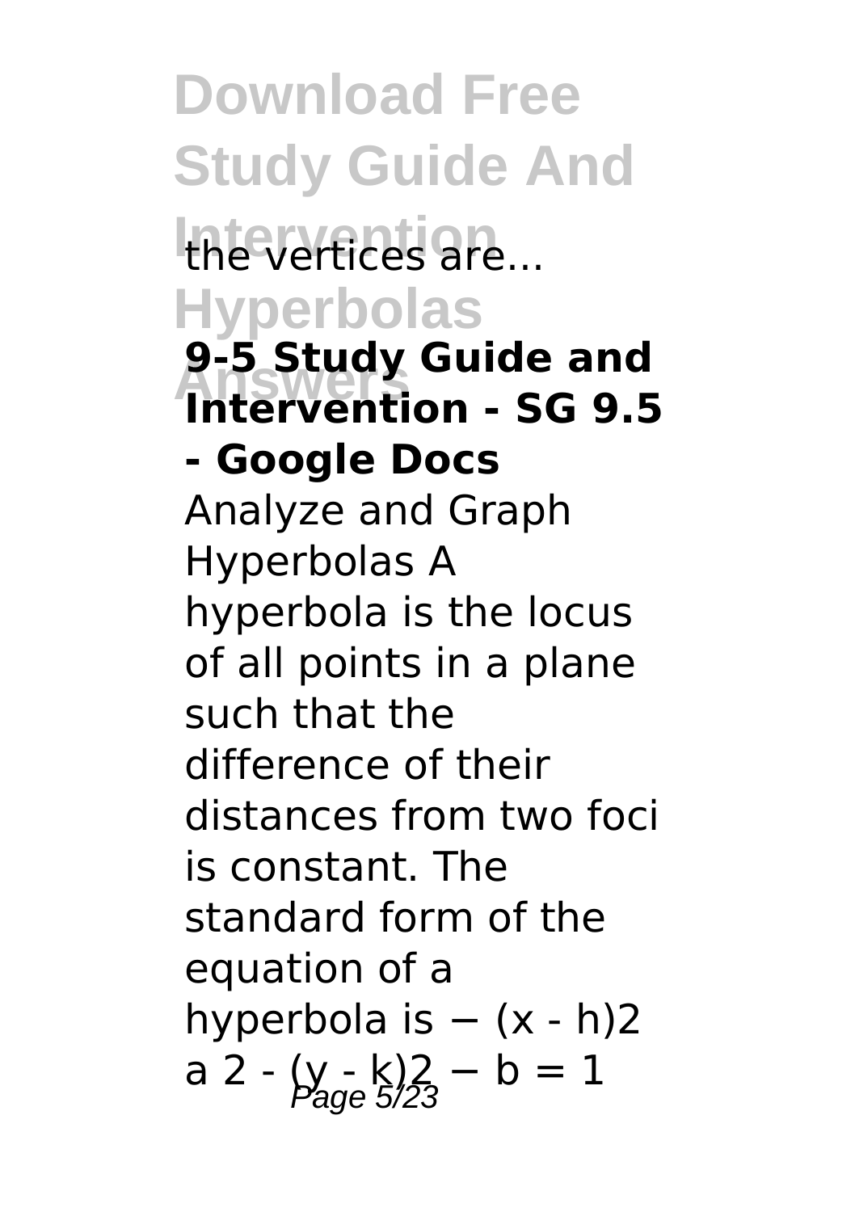the vertices are...

**9-5 Study Guide and Intervention - SG 9.5 - Google Docs**

Analyze and Graph Hyperbolas A hyperbola is the locus of all points in a plane such that the difference of their distances from two foci is constant. The standard form of the equation of a hyperbola is − (x - h)2 a 2 - (y - k)2 − b = 1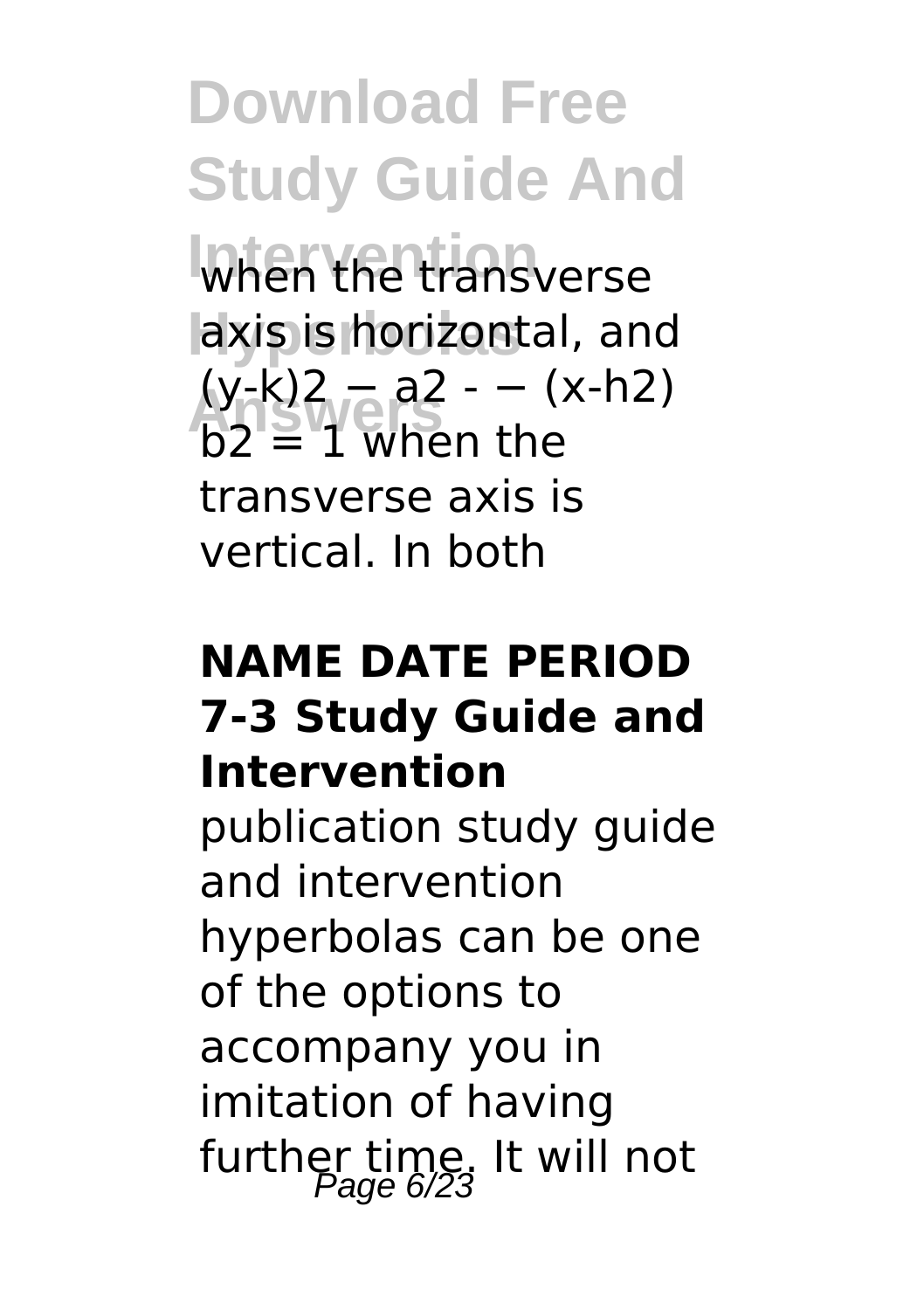when the transverse axis is horizontal, and (y-k)2 − a2 - − (x-h2) b2 = 1 when the transverse axis is vertical. In both

#### NAME DATE PERIOD 7-3 Study Guide and Intervention

publication study guide and intervention hyperbolas can be one of the options to accompany you in imitation of having further time. It will not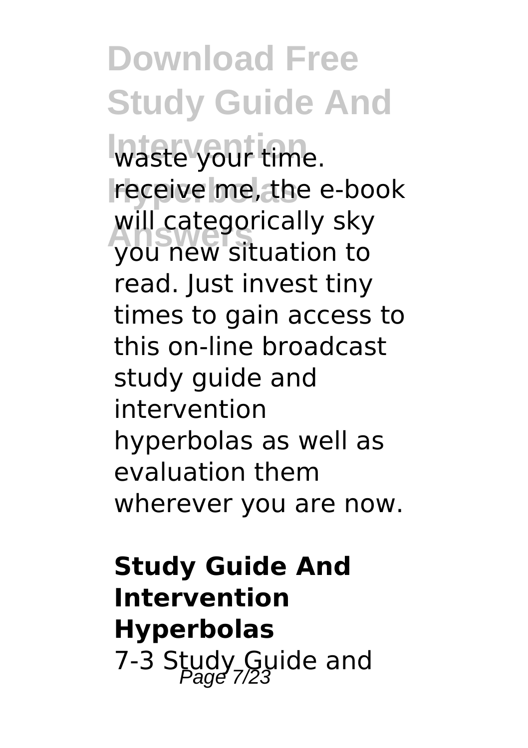waste your time. receive me, the e-book will categorically sky you new situation to read. Just invest tiny times to gain access to this on-line broadcast study guide and intervention hyperbolas as well as evaluation them wherever you are now.

## Study Guide And Intervention Hyperbolas

7-3 Study Guide and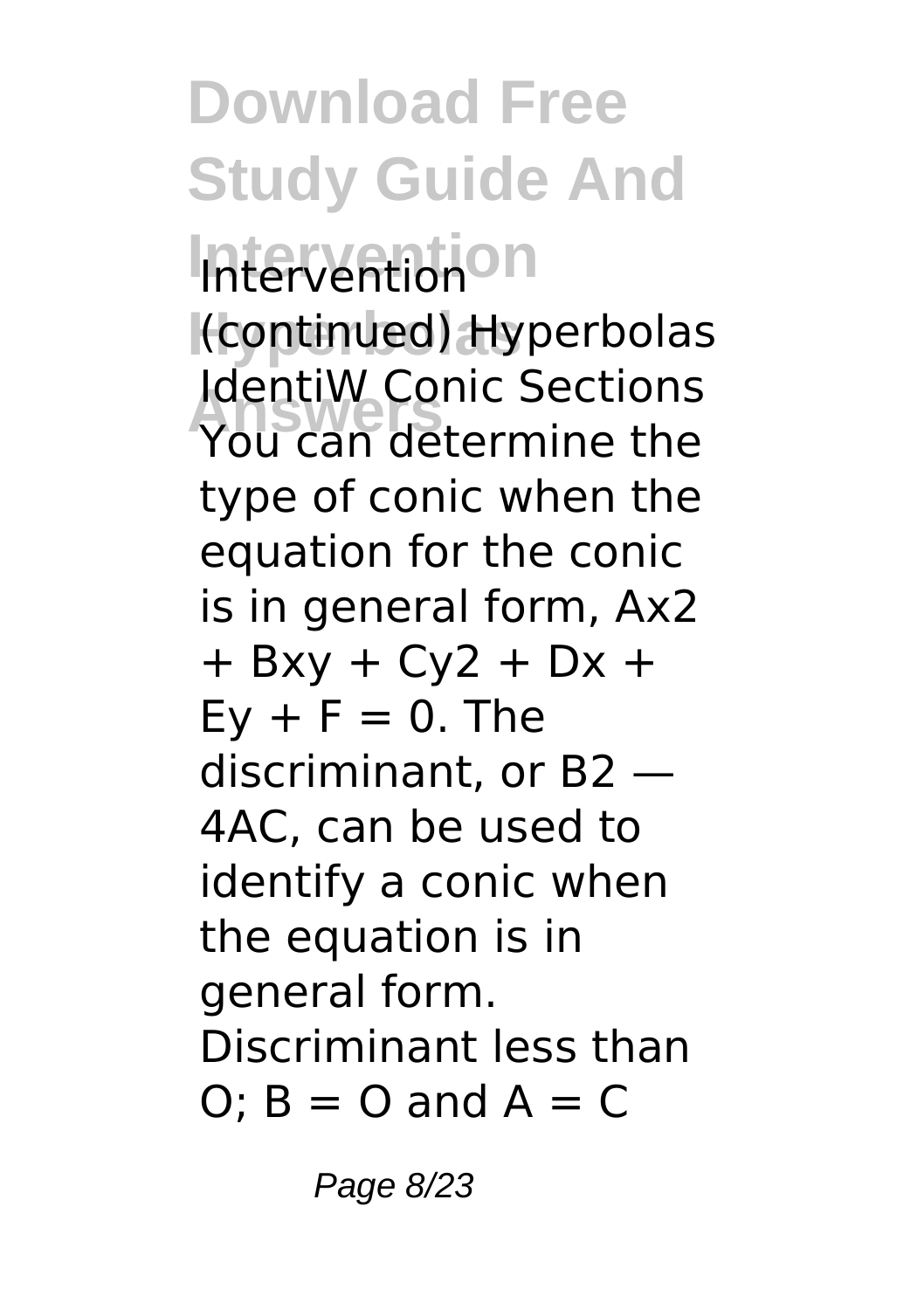# Download Free Study Guide And Intervention Hyperbolas Answers

Intervention (continued) Hyperbolas IdentiW Conic Sections You can determine the type of conic when the equation for the conic is in general form, $Ax^2 + Bxy + Cy^2 + Dx + Ey + F = 0$. The discriminant, or $B^2 — 4AC$, can be used to identify a conic when the equation is in general form. Discriminant less than O; B = O and A = C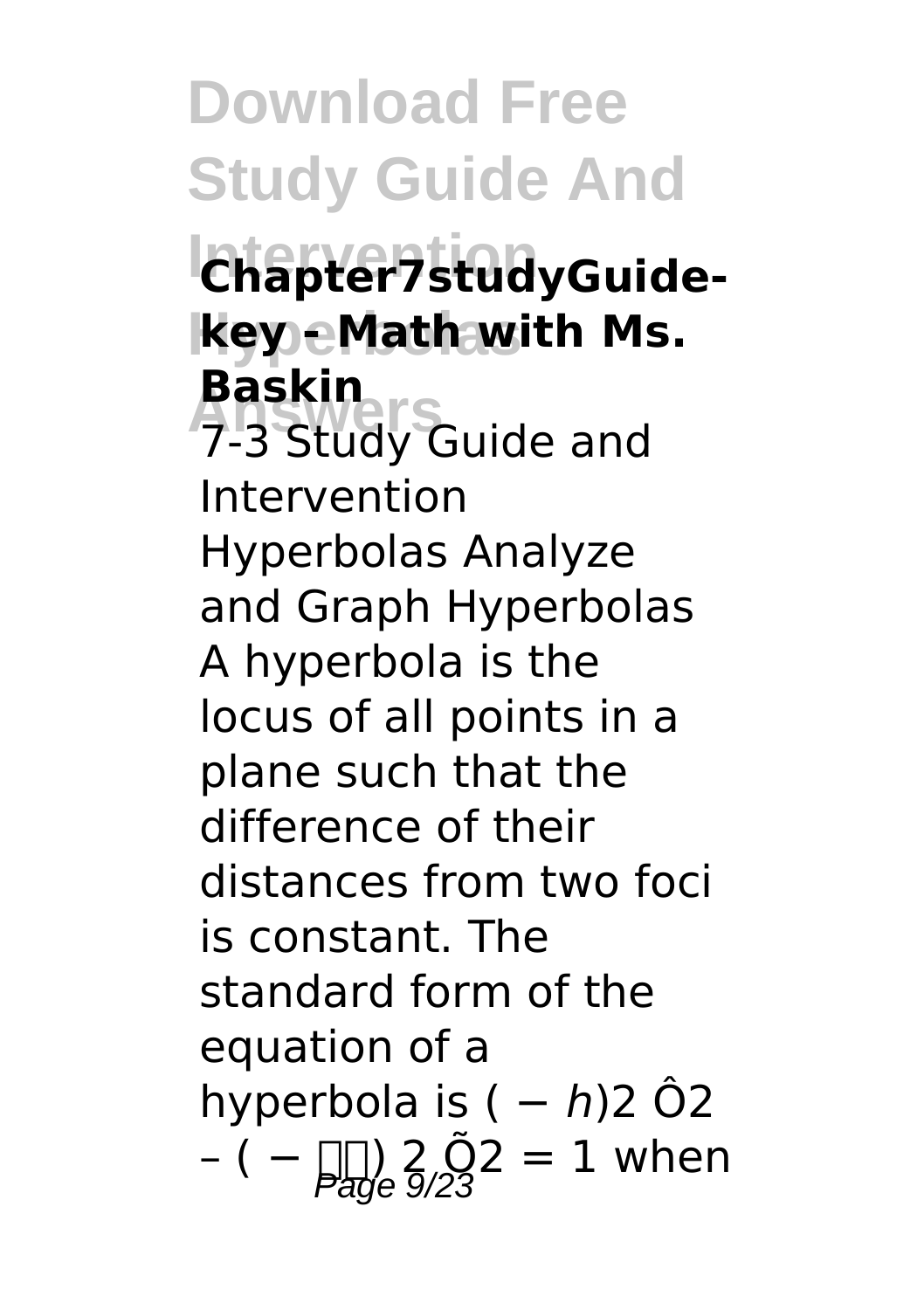**Chapter7studyGuide-key - Math with Ms. Baskin**

7-3 Study Guide and Intervention Hyperbolas Analyze and Graph Hyperbolas A hyperbola is the locus of all points in a plane such that the difference of their distances from two foci is constant. The standard form of the equation of a hyperbola is ( − *h*)2 Ô2 – ( − ) 2 Õ2 = 1 when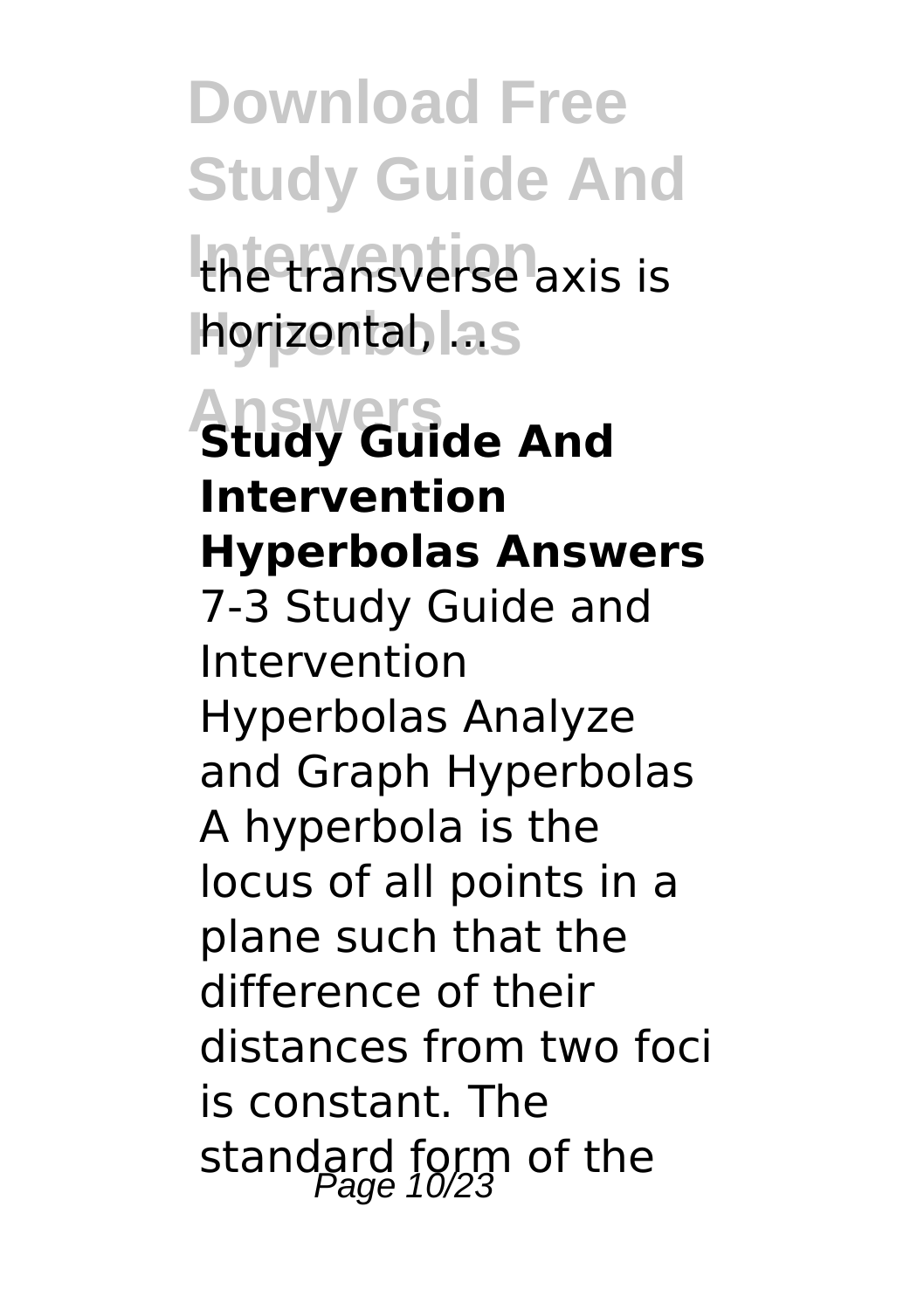the transverse axis is horizontal, ...

**Study Guide And Intervention Hyperbolas Answers**

7-3 Study Guide and Intervention Hyperbolas Analyze and Graph Hyperbolas A hyperbola is the locus of all points in a plane such that the difference of their distances from two foci is constant. The standard form of the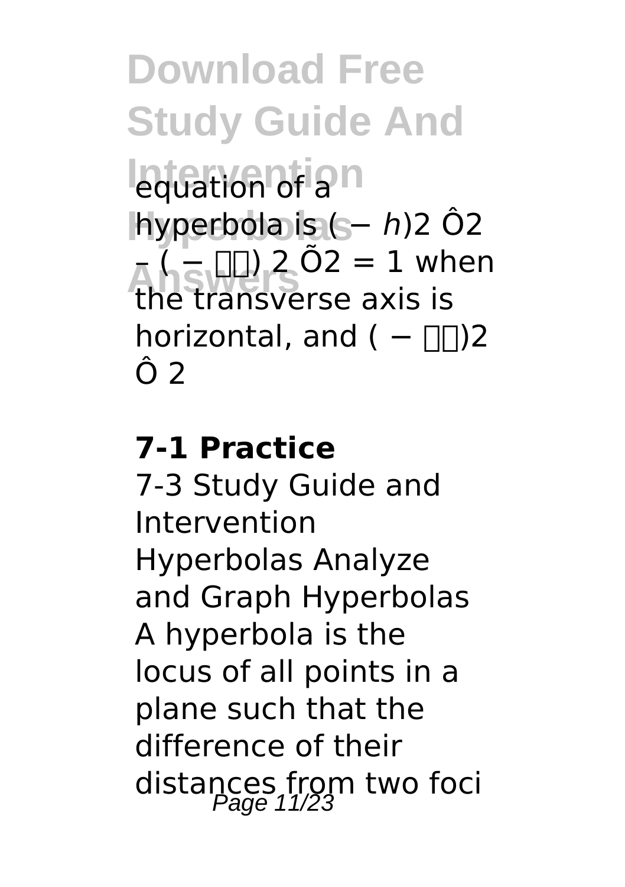# Download Free Study Guide And Intervention Hyperbolas Answers

equation of a hyperbola is ( − h)2 Ô2 − ( − ) 2 Õ2 = 1 when the transverse axis is horizontal, and ( − )2 Ô 2

**7-1 Practice**

7-3 Study Guide and Intervention Hyperbolas Analyze and Graph Hyperbolas A hyperbola is the locus of all points in a plane such that the difference of their distances from two foci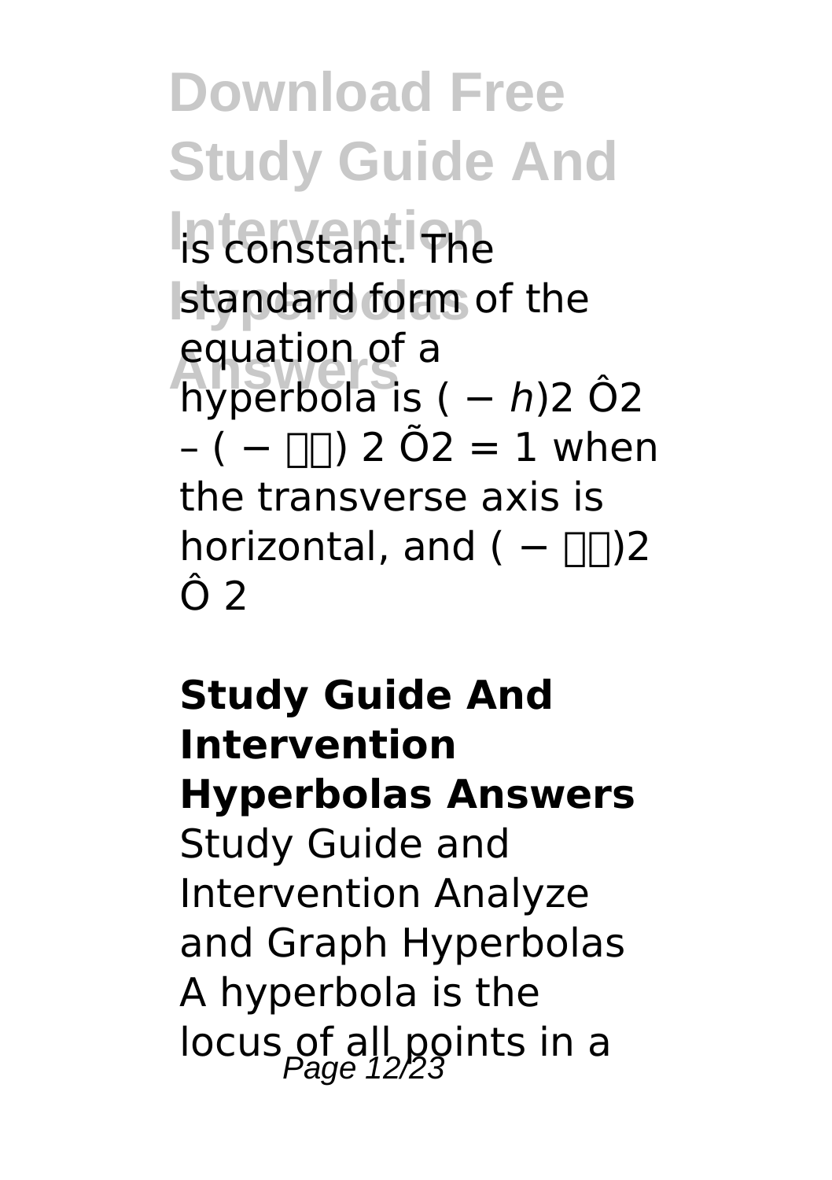# Download Free Study Guide And Intervention Hyperbolas Answers

is constant. The standard form of the equation of a hyperbola is ( − *h*)2 Ô2 – ( − ) 2 Õ2 = 1 when the transverse axis is horizontal, and ( − )2 Ô 2

**Study Guide And Intervention Hyperbolas Answers**

Study Guide and Intervention Analyze and Graph Hyperbolas A hyperbola is the locus of all points in a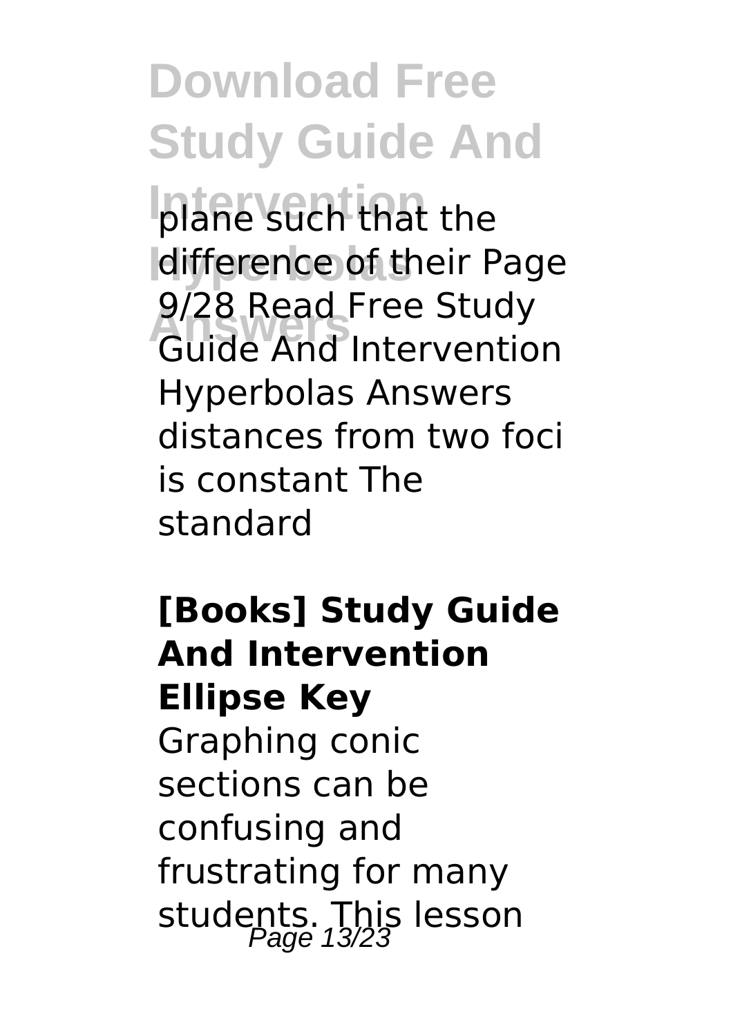plane such that the difference of their Page 9/28 Read Free Study Guide And Intervention Hyperbolas Answers distances from two foci is constant The standard

**[Books] Study Guide And Intervention Ellipse Key**

Graphing conic sections can be confusing and frustrating for many students. This lesson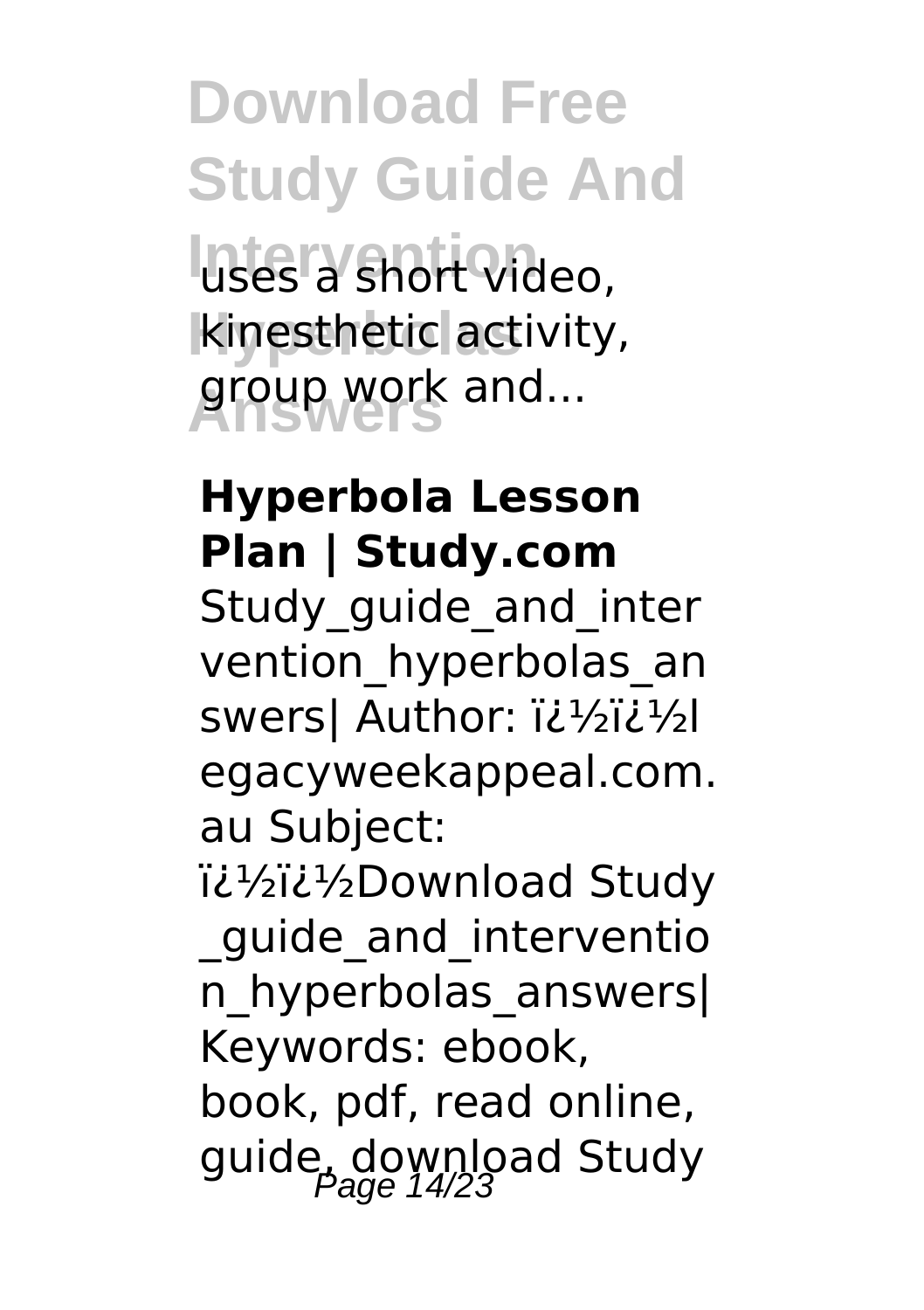uses a short video, kinesthetic activity, group work and...

**Hyperbola Lesson Plan | Study.com**

Study_guide_and_intervention_hyperbolas_answers| Author: ï¿½ï¿½legacyweekappeal.com.au Subject: ï¿½ï¿½Download Study_guide_and_intervention_hyperbolas_answers| Keywords: ebook, book, pdf, read online, guide, download Study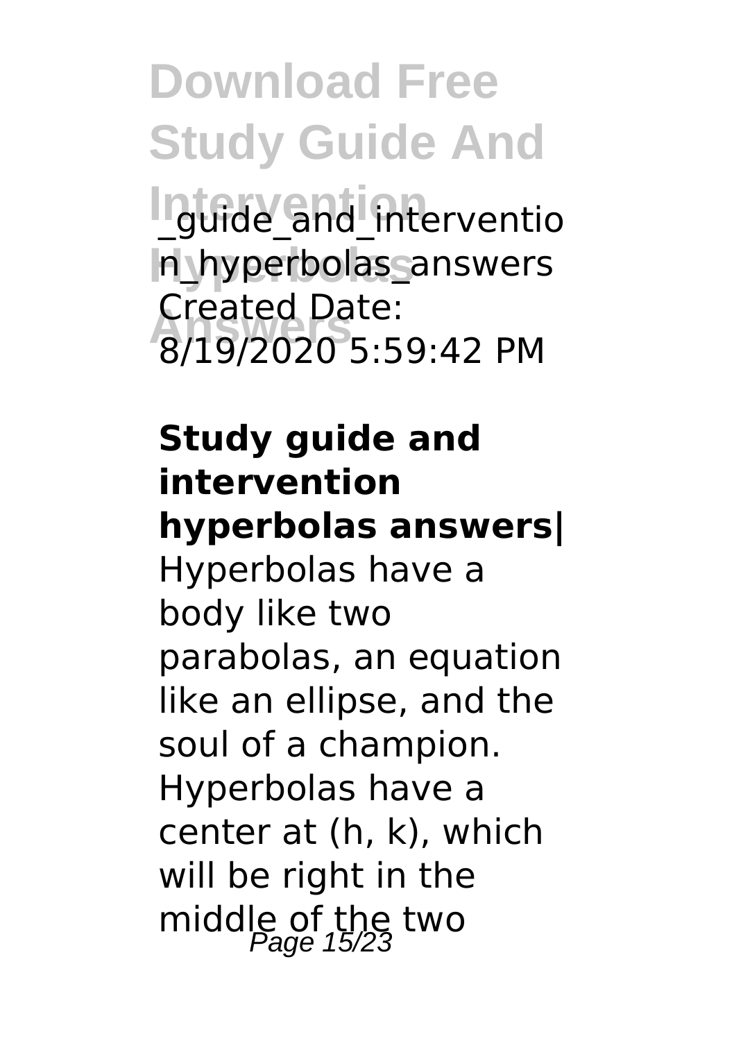_guide_and_interventio n_hyperbolas_answers Created Date: 8/19/2020 5:59:42 PM

**Study guide and intervention hyperbolas answers|**

Hyperbolas have a body like two parabolas, an equation like an ellipse, and the soul of a champion. Hyperbolas have a center at (h, k), which will be right in the middle of the two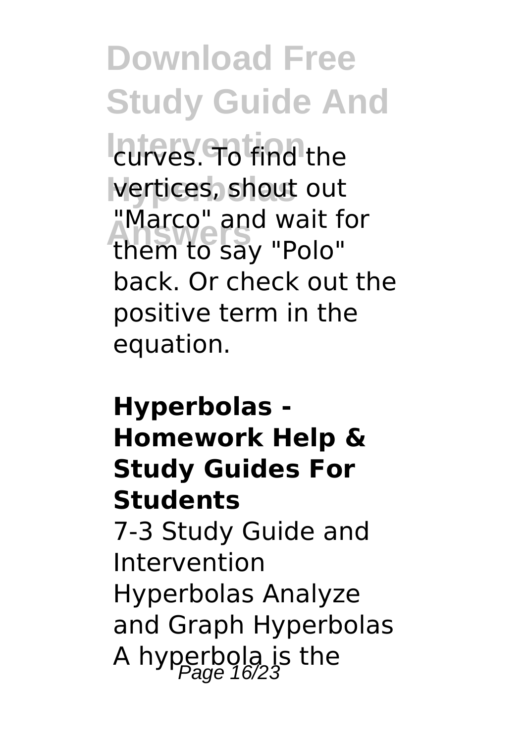curves. To find the vertices, shout out "Marco" and wait for them to say "Polo" back. Or check out the positive term in the equation.

**Hyperbolas - Homework Help & Study Guides For Students**

7-3 Study Guide and Intervention Hyperbolas Analyze and Graph Hyperbolas A hyperbola is the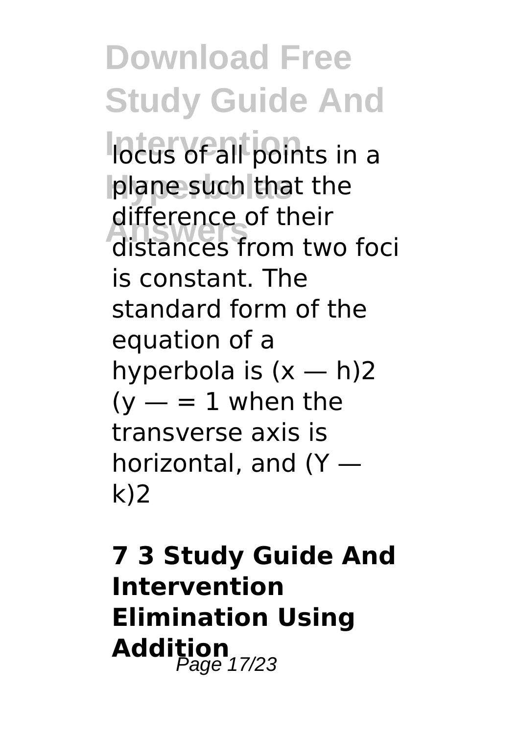locus of all points in a plane such that the difference of their distances from two foci is constant. The standard form of the equation of a hyperbola is (x — h)2 (y — = 1 when the transverse axis is horizontal, and (Y — k)2

## 7 3 Study Guide And Intervention Elimination Using Addition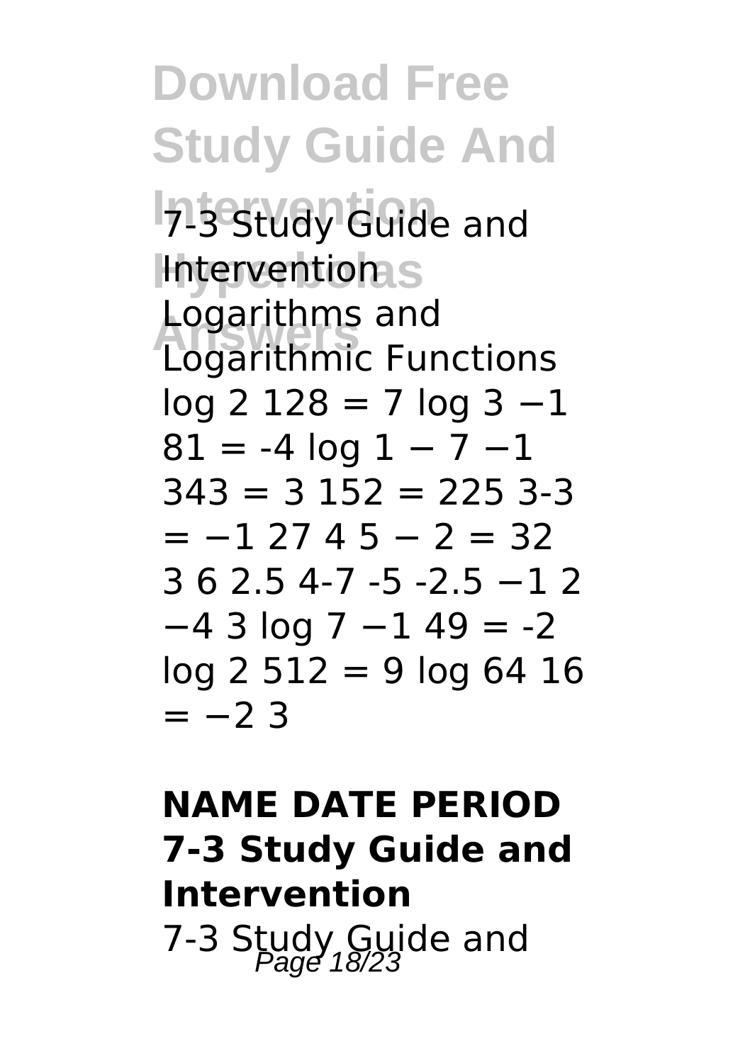# Download Free Study Guide And Intervention Hyperbolas Answers

7-3 Study Guide and Intervention

Logarithms and Logarithmic Functions

log 2 128 = 7 log 3 −1 81 = -4 log 1 − 7 −1 343 = 3 152 = 225 3-3 = −1 27 4 5 − 2 = 32 3 6 2.5 4-7 -5 -2.5 −1 2 −4 3 log 7 −1 49 = -2 log 2 512 = 9 log 64 16 = −2 3

## NAME DATE PERIOD 7-3 Study Guide and Intervention

7-3 Study Guide and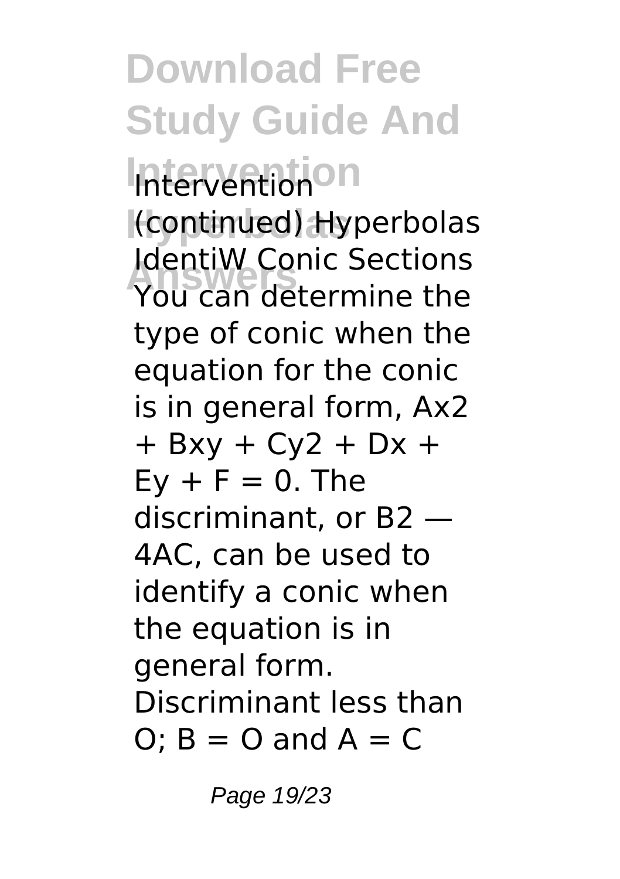# Download Free Study Guide And Intervention Hyperbolas Answers

(continued) Hyperbolas IdentiW Conic Sections You can determine the type of conic when the equation for the conic is in general form, $Ax2 + Bxy + Cy2 + Dx + Ey + F = 0$. The discriminant, or B2 — 4AC, can be used to identify a conic when the equation is in general form. Discriminant less than O; B = O and A = C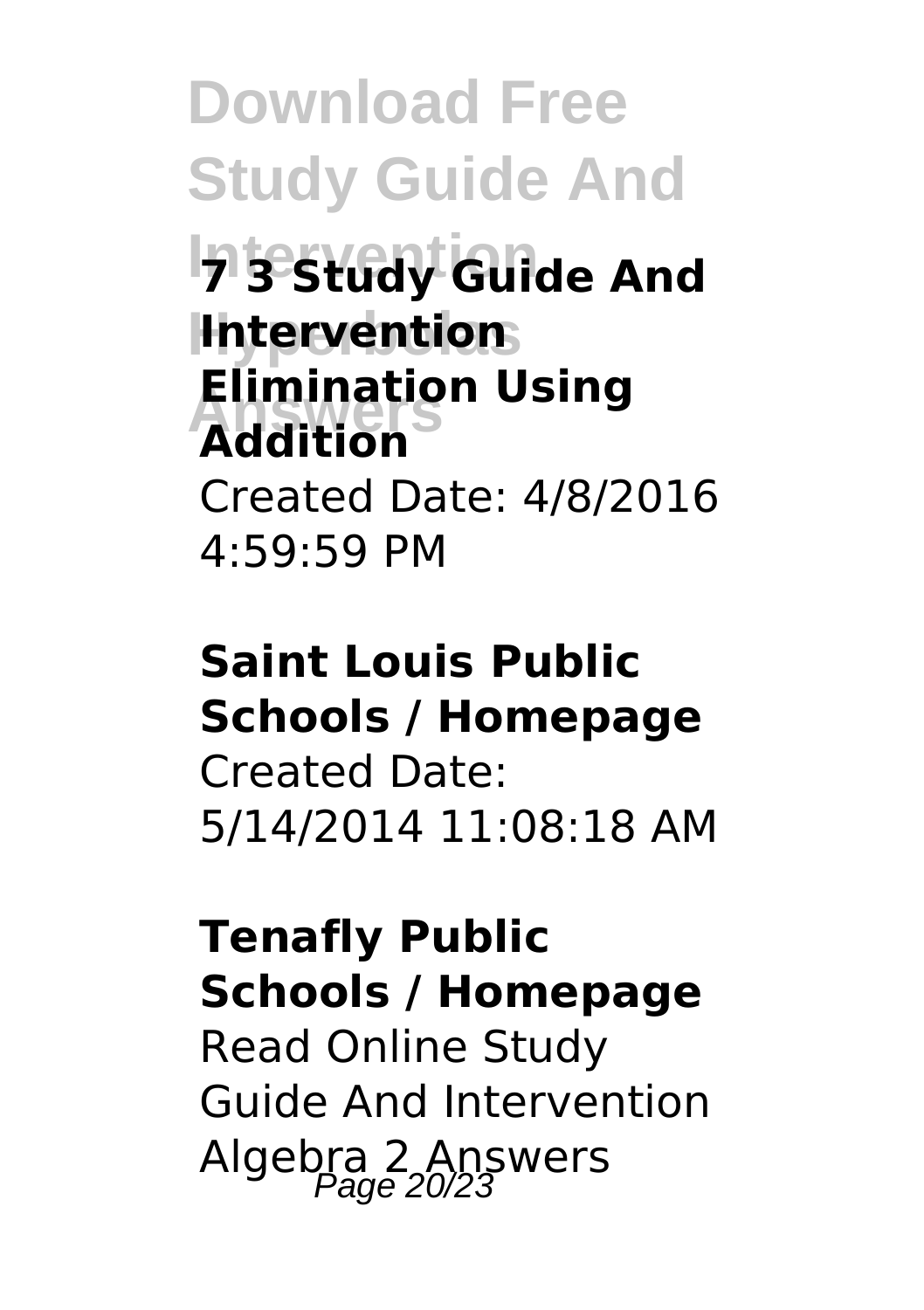**7 3 Study Guide And Intervention Elimination Using Addition**

Created Date: 4/8/2016 4:59:59 PM

**Saint Louis Public Schools / Homepage**

Created Date: 5/14/2014 11:08:18 AM

**Tenafly Public Schools / Homepage**

Read Online Study Guide And Intervention Algebra 2 Answers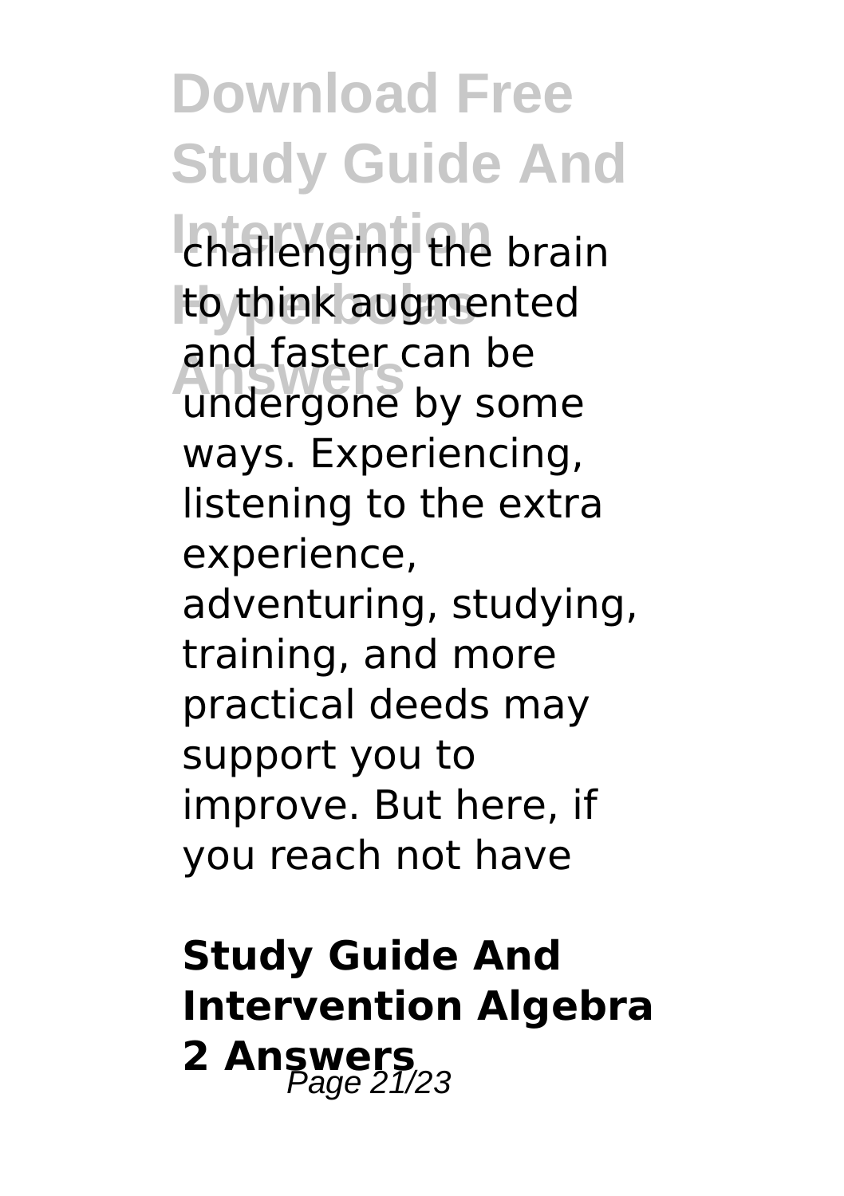challenging the brain to think augmented and faster can be undergone by some ways. Experiencing, listening to the extra experience, adventuring, studying, training, and more practical deeds may support you to improve. But here, if you reach not have

## Study Guide And Intervention Algebra 2 Answers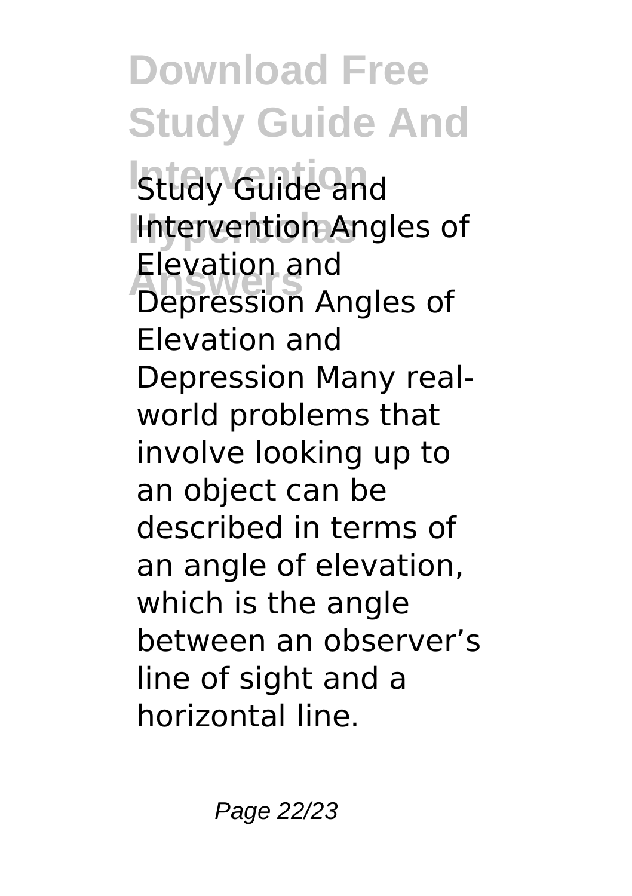Study Guide and Intervention Angles of Elevation and Depression Angles of Elevation and Depression Many real-world problems that involve looking up to an object can be described in terms of an angle of elevation, which is the angle between an observer's line of sight and a horizontal line.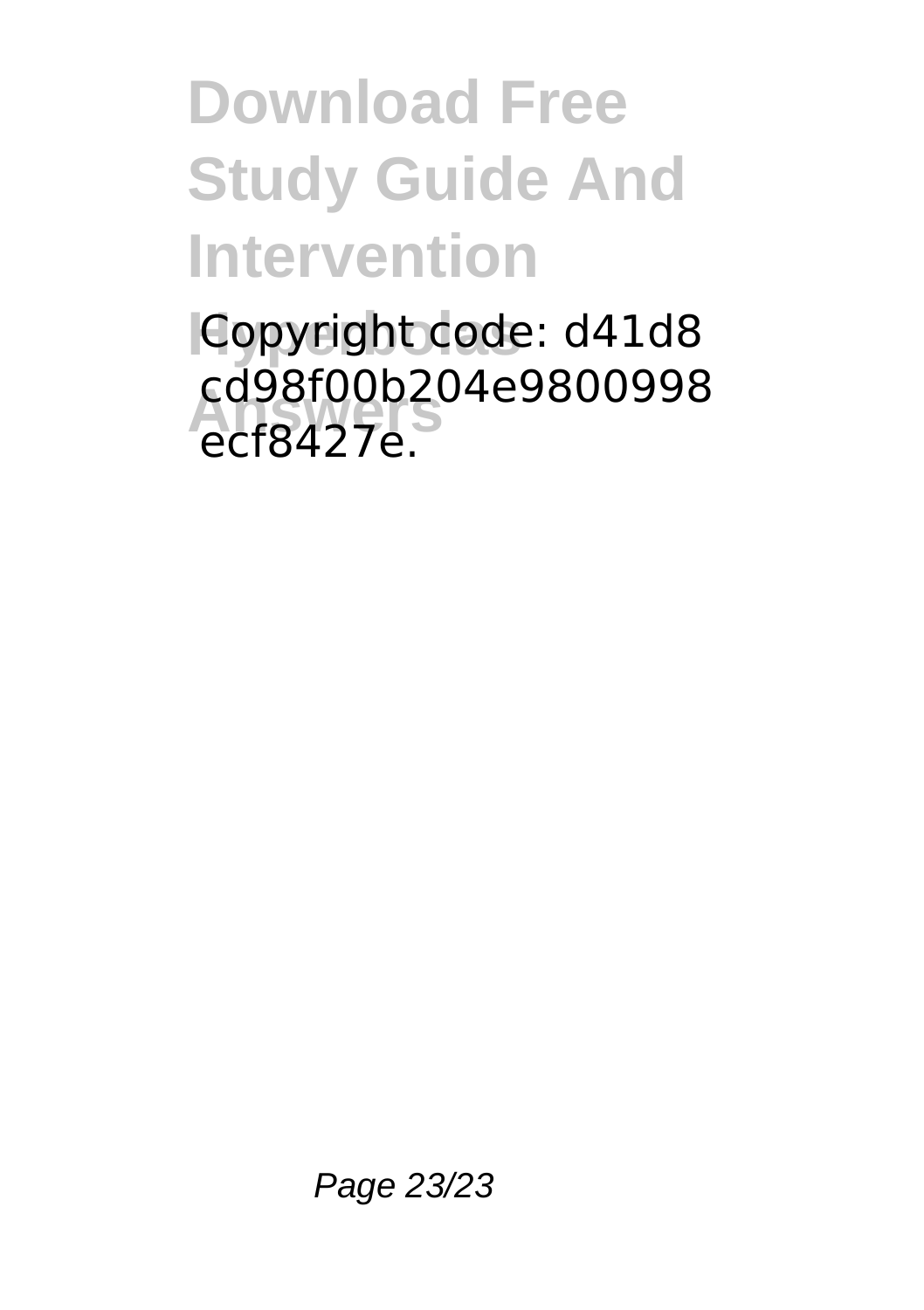Copyright code: d41d8cd98f00b204e9800998ecf8427e.